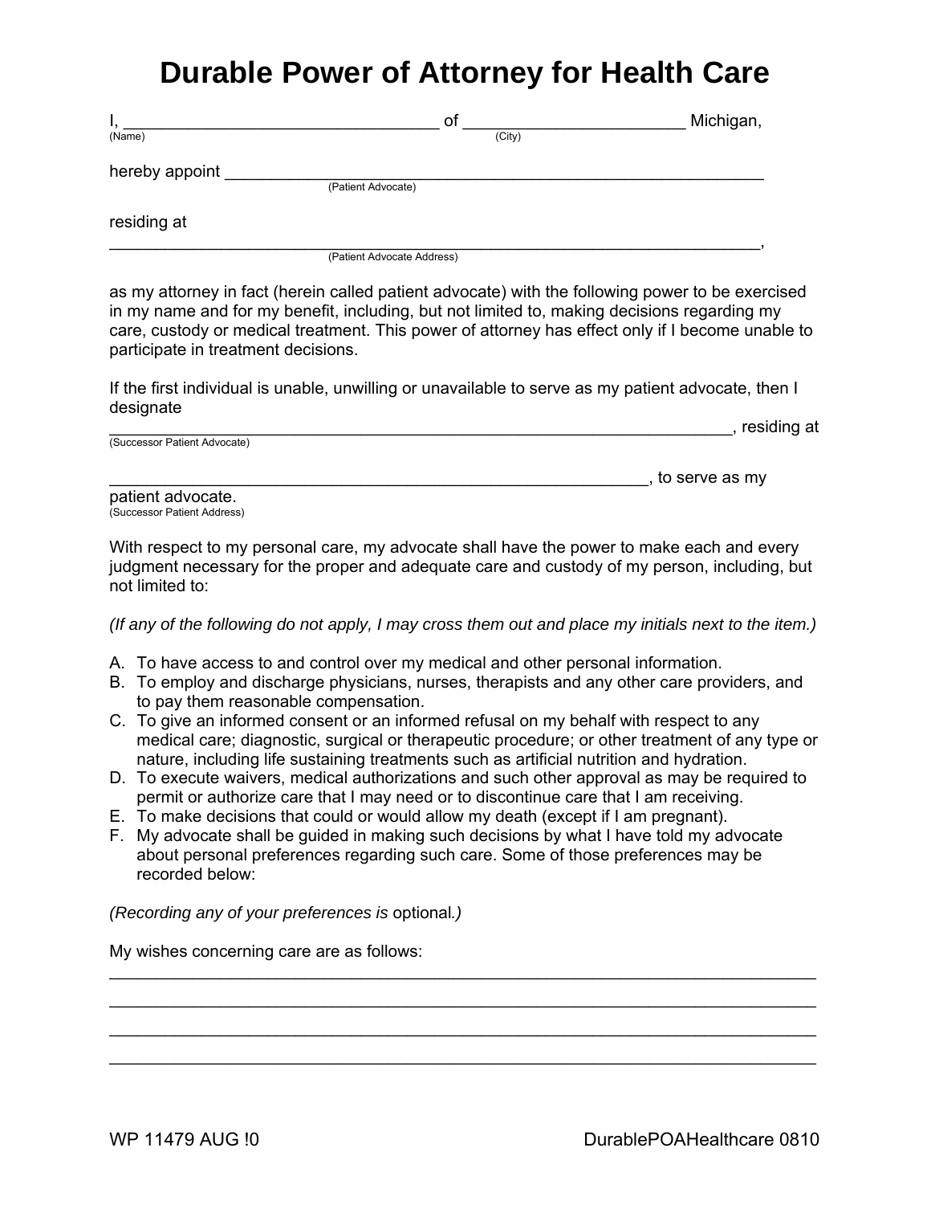# Durable Power of Attorney for Health Care

I, ______________________________ of ______________________ Michigan,
(Name) (City)

hereby appoint ________________________________________________
(Patient Advocate)

residing at

_______________________________________________________________,
(Patient Advocate Address)

as my attorney in fact (herein called patient advocate) with the following power to be exercised in my name and for my benefit, including, but not limited to, making decisions regarding my care, custody or medical treatment. This power of attorney has effect only if I become unable to participate in treatment decisions.

If the first individual is unable, unwilling or unavailable to serve as my patient advocate, then I designate
____________________________________________________________, residing at
(Successor Patient Advocate)

________________________________________________________, to serve as my patient advocate.
(Successor Patient Address)

With respect to my personal care, my advocate shall have the power to make each and every judgment necessary for the proper and adequate care and custody of my person, including, but not limited to:

*(If any of the following do not apply, I may cross them out and place my initials next to the item.)*

A. To have access to and control over my medical and other personal information.
B. To employ and discharge physicians, nurses, therapists and any other care providers, and to pay them reasonable compensation.
C. To give an informed consent or an informed refusal on my behalf with respect to any medical care; diagnostic, surgical or therapeutic procedure; or other treatment of any type or nature, including life sustaining treatments such as artificial nutrition and hydration.
D. To execute waivers, medical authorizations and such other approval as may be required to permit or authorize care that I may need or to discontinue care that I am receiving.
E. To make decisions that could or would allow my death (except if I am pregnant).
F. My advocate shall be guided in making such decisions by what I have told my advocate about personal preferences regarding such care. Some of those preferences may be recorded below:

*(Recording any of your preferences is* optional*.)*

My wishes concerning care are as follows:

______________________________________________________________________

______________________________________________________________________

______________________________________________________________________

______________________________________________________________________

WP 11479 AUG !0 DurablePOAHealthcare 0810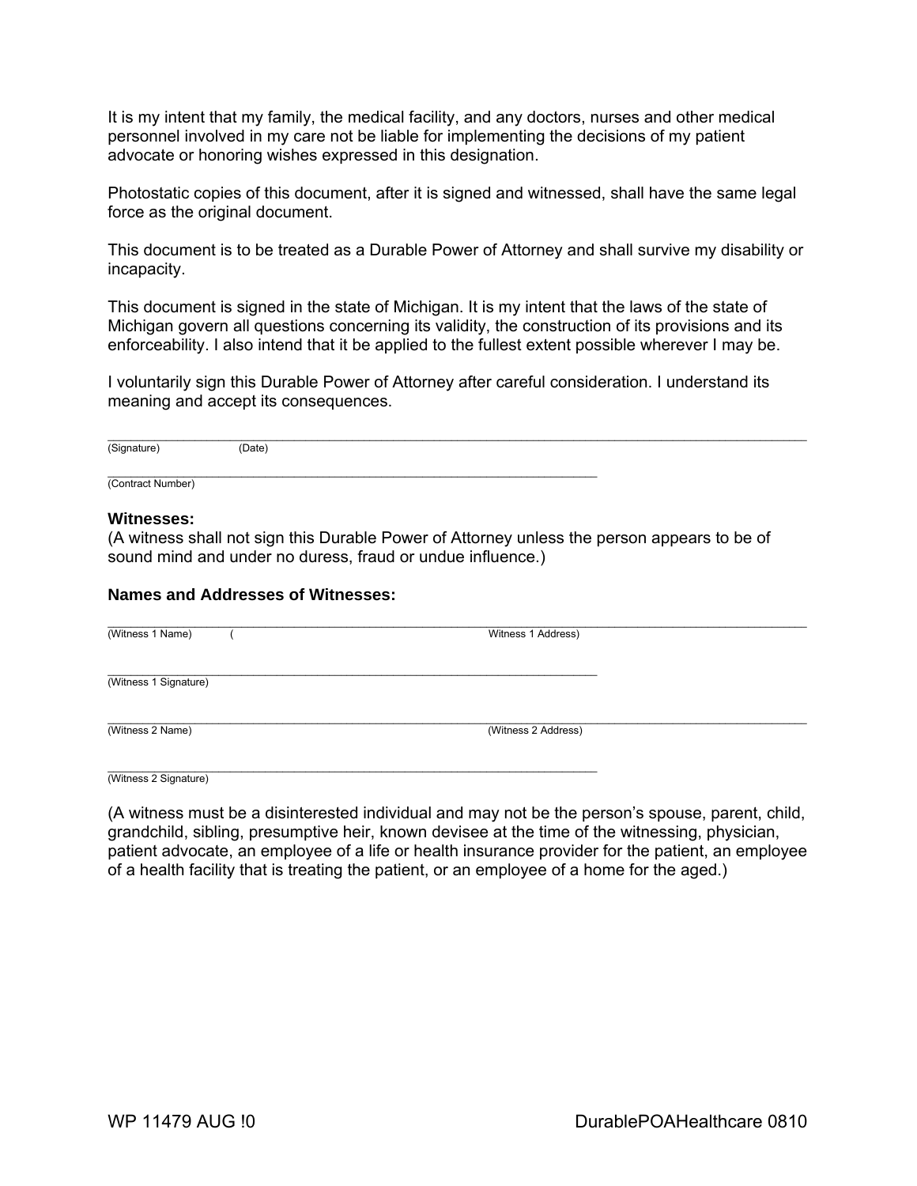It is my intent that my family, the medical facility, and any doctors, nurses and other medical personnel involved in my care not be liable for implementing the decisions of my patient advocate or honoring wishes expressed in this designation.

Photostatic copies of this document, after it is signed and witnessed, shall have the same legal force as the original document.

This document is to be treated as a Durable Power of Attorney and shall survive my disability or incapacity.

This document is signed in the state of Michigan. It is my intent that the laws of the state of Michigan govern all questions concerning its validity, the construction of its provisions and its enforceability. I also intend that it be applied to the fullest extent possible wherever I may be.

I voluntarily sign this Durable Power of Attorney after careful consideration. I understand its meaning and accept its consequences.

\_\_\_\_\_\_\_\_\_\_\_\_\_\_\_\_\_\_\_\_\_\_\_\_\_\_\_\_\_\_\_\_\_\_\_\_\_\_\_\_\_\_\_\_\_\_\_\_\_\_\_\_\_\_\_\_\_\_\_\_\_\_\_\_\_\_\_\_\_\_\_\_\_\_\_\_\_\_
(Signature) (Date)

\_\_\_\_\_\_\_\_\_\_\_\_\_\_\_\_\_\_\_\_\_\_\_\_\_\_\_\_\_\_\_\_\_\_\_\_\_\_\_\_\_\_\_\_\_\_\_\_\_\_\_\_\_\_\_\_\_\_
(Contract Number)

**Witnesses:**
(A witness shall not sign this Durable Power of Attorney unless the person appears to be of sound mind and under no duress, fraud or undue influence.)

**Names and Addresses of Witnesses:**

\_\_\_\_\_\_\_\_\_\_\_\_\_\_\_\_\_\_\_\_\_\_\_\_\_\_\_\_\_\_\_\_\_\_\_\_\_\_\_\_\_\_\_\_\_\_\_\_\_\_\_\_\_\_\_\_\_\_\_\_\_\_\_\_\_\_\_\_\_\_\_\_\_\_\_\_\_\_
(Witness 1 Name) ( Witness 1 Address)

\_\_\_\_\_\_\_\_\_\_\_\_\_\_\_\_\_\_\_\_\_\_\_\_\_\_\_\_\_\_\_\_\_\_\_\_\_\_\_\_\_\_\_\_\_\_\_\_\_\_\_\_\_\_\_\_\_\_
(Witness 1 Signature)

\_\_\_\_\_\_\_\_\_\_\_\_\_\_\_\_\_\_\_\_\_\_\_\_\_\_\_\_\_\_\_\_\_\_\_\_\_\_\_\_\_\_\_\_\_\_\_\_\_\_\_\_\_\_\_\_\_\_\_\_\_\_\_\_\_\_\_\_\_\_\_\_\_\_\_\_\_\_
(Witness 2 Name) (Witness 2 Address)

\_\_\_\_\_\_\_\_\_\_\_\_\_\_\_\_\_\_\_\_\_\_\_\_\_\_\_\_\_\_\_\_\_\_\_\_\_\_\_\_\_\_\_\_\_\_\_\_\_\_\_\_\_\_\_\_\_\_
(Witness 2 Signature)

(A witness must be a disinterested individual and may not be the person's spouse, parent, child, grandchild, sibling, presumptive heir, known devisee at the time of the witnessing, physician, patient advocate, an employee of a life or health insurance provider for the patient, an employee of a health facility that is treating the patient, or an employee of a home for the aged.)

WP 11479 AUG !0 DurablePOAHealthcare 0810